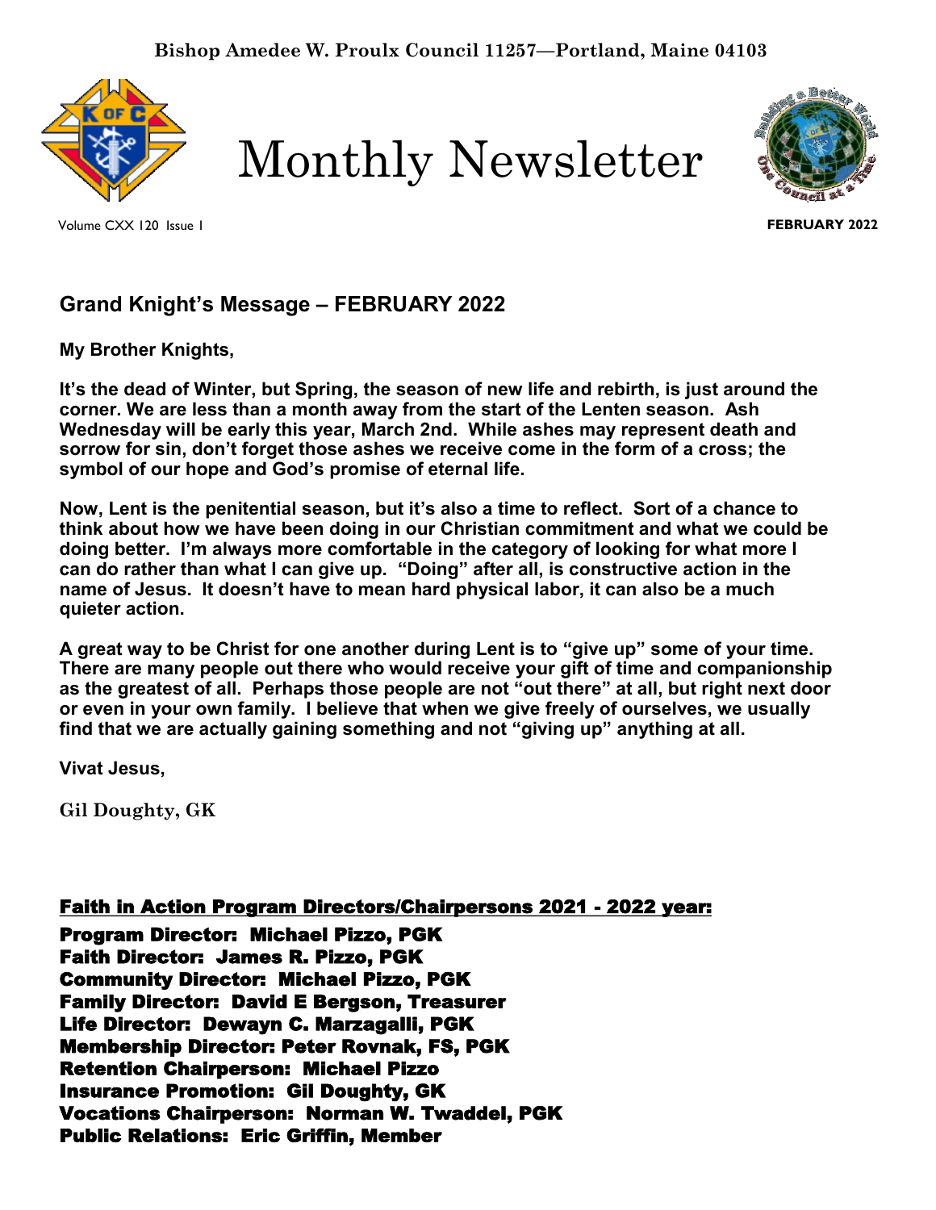Bishop Amedee W. Proulx Council 11257—Portland, Maine 04103

# Monthly Newsletter

Volume CXX 120 Issue 1

FEBRUARY 2022

## Grand Knight's Message – FEBRUARY 2022

**My Brother Knights,**

**It's the dead of Winter, but Spring, the season of new life and rebirth, is just around the corner. We are less than a month away from the start of the Lenten season. Ash Wednesday will be early this year, March 2nd. While ashes may represent death and sorrow for sin, don't forget those ashes we receive come in the form of a cross; the symbol of our hope and God's promise of eternal life.**

**Now, Lent is the penitential season, but it's also a time to reflect. Sort of a chance to think about how we have been doing in our Christian commitment and what we could be doing better. I'm always more comfortable in the category of looking for what more I can do rather than what I can give up. "Doing" after all, is constructive action in the name of Jesus. It doesn't have to mean hard physical labor, it can also be a much quieter action.**

**A great way to be Christ for one another during Lent is to "give up" some of your time. There are many people out there who would receive your gift of time and companionship as the greatest of all. Perhaps those people are not "out there" at all, but right next door or even in your own family. I believe that when we give freely of ourselves, we usually find that we are actually gaining something and not "giving up" anything at all.**

**Vivat Jesus,**

**Gil Doughty, GK**

**Faith in Action Program Directors/Chairpersons 2021 - 2022 year:**

**Program Director: Michael Pizzo, PGK**
**Faith Director: James R. Pizzo, PGK**
**Community Director: Michael Pizzo, PGK**
**Family Director: David E Bergson, Treasurer**
**Life Director: Dewayn C. Marzagalli, PGK**
**Membership Director: Peter Rovnak, FS, PGK**
**Retention Chairperson: Michael Pizzo**
**Insurance Promotion: Gil Doughty, GK**
**Vocations Chairperson: Norman W. Twaddel, PGK**
**Public Relations: Eric Griffin, Member**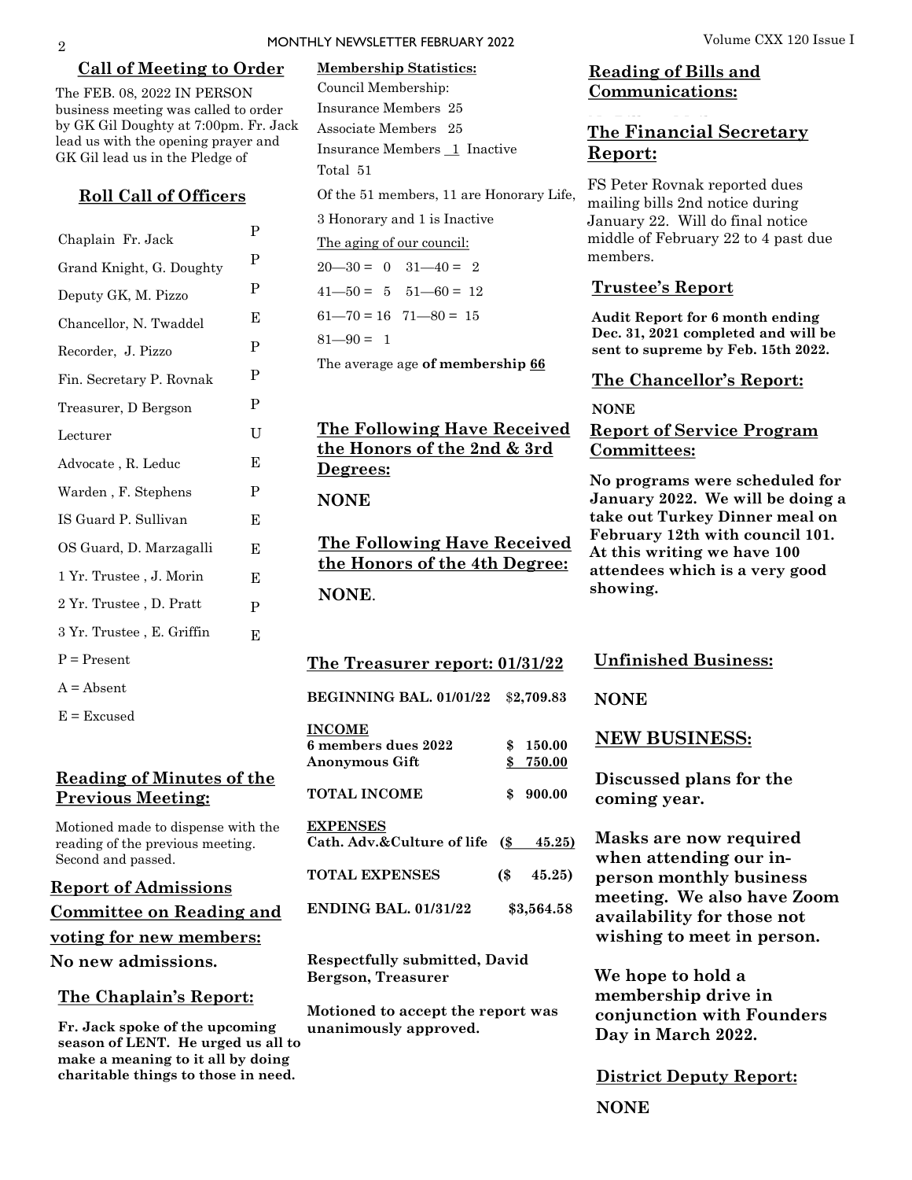## Call of Meeting to Order

The FEB. 08, 2022 IN PERSON business meeting was called to order by GK Gil Doughty at 7:00pm. Fr. Jack lead us with the opening prayer and GK Gil lead us in the Pledge of

## Roll Call of Officers

| Officer | Status |
|---|---|
| Chaplain Fr. Jack | P |
| Grand Knight, G. Doughty | P |
| Deputy GK, M. Pizzo | P |
| Chancellor, N. Twaddel | E |
| Recorder, J. Pizzo | P |
| Fin. Secretary P. Rovnak | P |
| Treasurer, D Bergson | P |
| Lecturer | U |
| Advocate , R. Leduc | E |
| Warden , F. Stephens | P |
| IS Guard P. Sullivan | E |
| OS Guard, D. Marzagalli | E |
| 1 Yr. Trustee , J. Morin | E |
| 2 Yr. Trustee , D. Pratt | P |
| 3 Yr. Trustee , E. Griffin | E |

P = Present

A = Absent

E = Excused

## Reading of Minutes of the Previous Meeting:

Motioned made to dispense with the reading of the previous meeting. Second and passed.

## Report of Admissions Committee on Reading and voting for new members:

**No new admissions.**

## The Chaplain's Report:

**Fr. Jack spoke of the upcoming season of LENT. He urged us all to make a meaning to it all by doing charitable things to those in need.**

**Membership Statistics:**

Council Membership:

Insurance Members 25

Associate Members 25

Insurance Members 1 Inactive

Total 51

Of the 51 members, 11 are Honorary Life, 3 Honorary and 1 is Inactive

The aging of our council:

20—30 = 0 31—40 = 2

41—50 = 5 51—60 = 12

61—70 = 16 71—80 = 15

81—90 = 1

The average age **of membership 66**

## The Following Have Received the Honors of the 2nd & 3rd Degrees:

**NONE**

## The Following Have Received the Honors of the 4th Degree:

**NONE**.

## The Treasurer report: 01/31/22

| | |
|---|---|
| **BEGINNING BAL. 01/01/22** | **$2,709.83** |
| **INCOME** | |
| **6 members dues 2022** | **$ 150.00** |
| **Anonymous Gift** | **$ 750.00** |
| **TOTAL INCOME** | **$ 900.00** |
| **EXPENSES** | |
| **Cath. Adv.&Culture of life** | **($ 45.25)** |
| **TOTAL EXPENSES** | **($ 45.25)** |
| **ENDING BAL. 01/31/22** | **$3,564.58** |

**Respectfully submitted, David Bergson, Treasurer**

**Motioned to accept the report was unanimously approved.**

## Reading of Bills and Communications:

## The Financial Secretary Report:

FS Peter Rovnak reported dues mailing bills 2nd notice during January 22. Will do final notice middle of February 22 to 4 past due members.

## Trustee's Report

**Audit Report for 6 month ending Dec. 31, 2021 completed and will be sent to supreme by Feb. 15th 2022.**

## The Chancellor's Report:

**NONE**

## Report of Service Program Committees:

**No programs were scheduled for January 2022. We will be doing a take out Turkey Dinner meal on February 12th with council 101. At this writing we have 100 attendees which is a very good showing.**

## Unfinished Business:

**NONE**

## NEW BUSINESS:

**Discussed plans for the coming year.**

**Masks are now required when attending our in-person monthly business meeting. We also have Zoom availability for those not wishing to meet in person.**

**We hope to hold a membership drive in conjunction with Founders Day in March 2022.**

## District Deputy Report:

**NONE**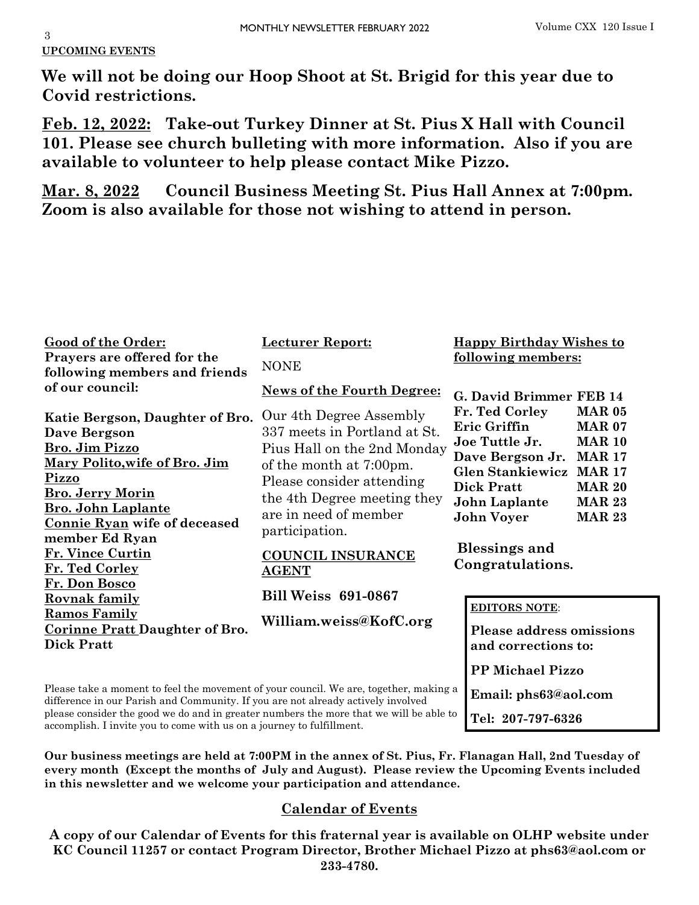**UPCOMING EVENTS**

**We will not be doing our Hoop Shoot at St. Brigid for this year due to Covid restrictions.**

**Feb. 12, 2022: Take-out Turkey Dinner at St. Pius X Hall with Council 101. Please see church bulleting with more information. Also if you are available to volunteer to help please contact Mike Pizzo.**

**Mar. 8, 2022 Council Business Meeting St. Pius Hall Annex at 7:00pm. Zoom is also available for those not wishing to attend in person.**

**Good of the Order:**

**Prayers are offered for the following members and friends of our council:**

**Katie Bergson, Daughter of Bro. Dave Bergson**
**Bro. Jim Pizzo**
**Mary Polito,wife of Bro. Jim Pizzo**
**Bro. Jerry Morin**
**Bro. John Laplante**
**Connie Ryan wife of deceased member Ed Ryan**
**Fr. Vince Curtin**
**Fr. Ted Corley**
**Fr. Don Bosco**
**Rovnak family**
**Ramos Family**
**Corinne Pratt Daughter of Bro. Dick Pratt**

**Lecturer Report:**

NONE

**News of the Fourth Degree:**

Our 4th Degree Assembly 337 meets in Portland at St. Pius Hall on the 2nd Monday of the month at 7:00pm. Please consider attending the 4th Degree meeting they are in need of member participation.

**COUNCIL INSURANCE AGENT**

**Bill Weiss 691-0867**

**William.weiss@KofC.org**

**Happy Birthday Wishes to following members:**

| | |
|---|---|
| **G. David Brimmer** | **FEB 14** |
| **Fr. Ted Corley** | **MAR 05** |
| **Eric Griffin** | **MAR 07** |
| **Joe Tuttle Jr.** | **MAR 10** |
| **Dave Bergson Jr.** | **MAR 17** |
| **Glen Stankiewicz** | **MAR 17** |
| **Dick Pratt** | **MAR 20** |
| **John Laplante** | **MAR 23** |
| **John Voyer** | **MAR 23** |

**Blessings and Congratulations.**

**EDITORS NOTE**:

**Please address omissions and corrections to:**

**PP Michael Pizzo**

**Email: phs63@aol.com**

**Tel: 207-797-6326**

Please take a moment to feel the movement of your council. We are, together, making a difference in our Parish and Community. If you are not already actively involved please consider the good we do and in greater numbers the more that we will be able to accomplish. I invite you to come with us on a journey to fulfillment.

**Our business meetings are held at 7:00PM in the annex of St. Pius, Fr. Flanagan Hall, 2nd Tuesday of every month (Except the months of July and August). Please review the Upcoming Events included in this newsletter and we welcome your participation and attendance.**

## Calendar of Events

**A copy of our Calendar of Events for this fraternal year is available on OLHP website under KC Council 11257 or contact Program Director, Brother Michael Pizzo at phs63@aol.com or 233-4780.**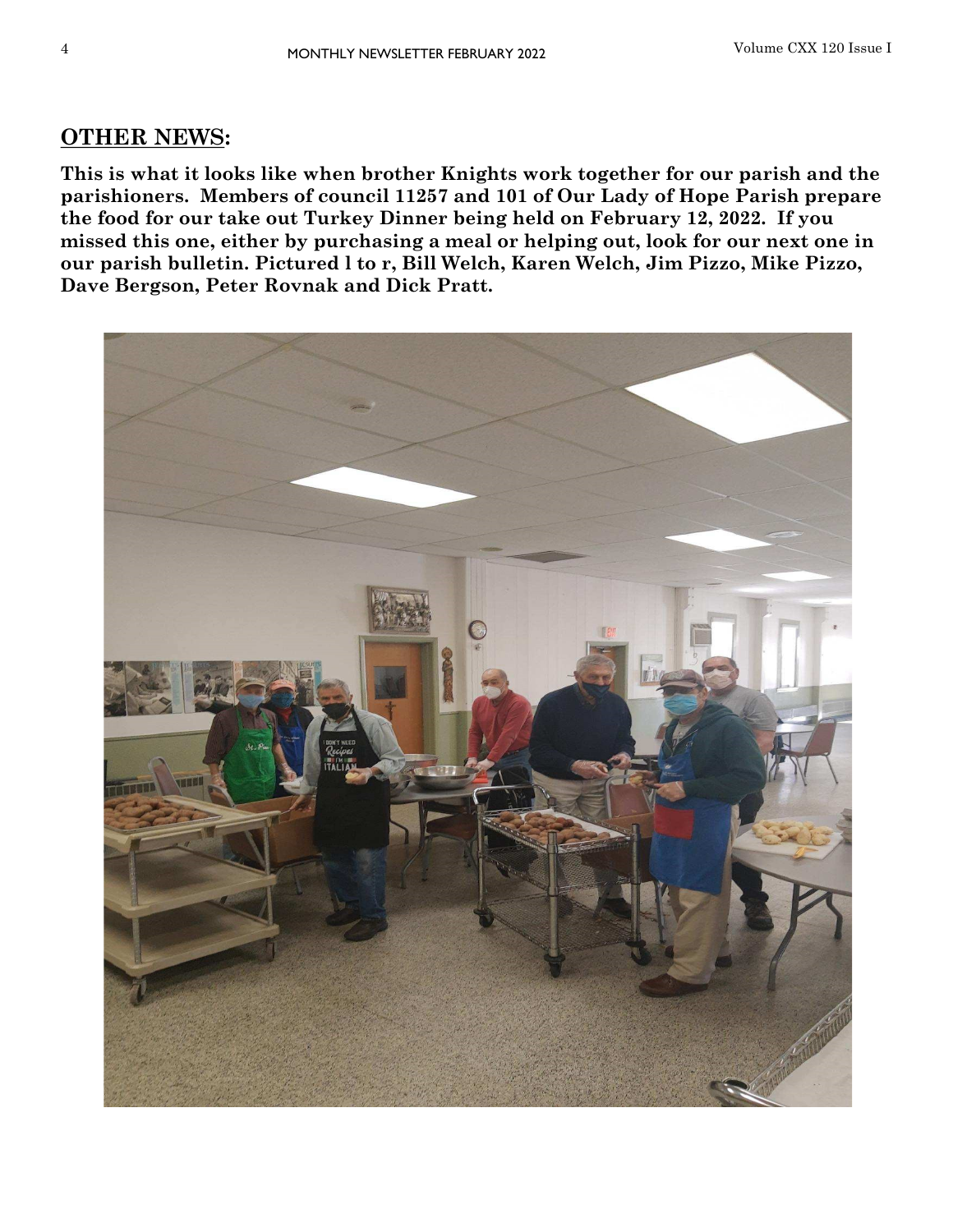## OTHER NEWS:

**This is what it looks like when brother Knights work together for our parish and the parishioners. Members of council 11257 and 101 of Our Lady of Hope Parish prepare the food for our take out Turkey Dinner being held on February 12, 2022. If you missed this one, either by purchasing a meal or helping out, look for our next one in our parish bulletin. Pictured l to r, Bill Welch, Karen Welch, Jim Pizzo, Mike Pizzo, Dave Bergson, Peter Rovnak and Dick Pratt.**